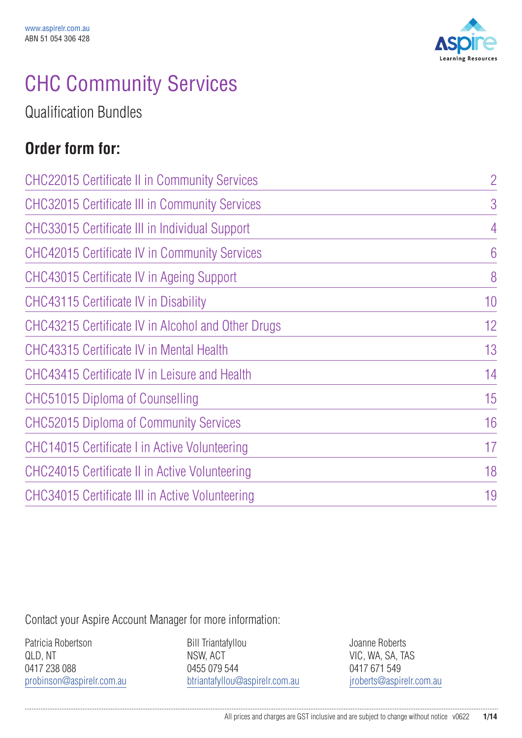www.aspirelr.com.au
ABN 51 054 306 428

# CHC Community Services

Qualification Bundles

## Order form for:

| | |
|---|---|
| CHC22015 Certificate II in Community Services | 2 |
| CHC32015 Certificate III in Community Services | 3 |
| CHC33015 Certificate III in Individual Support | 4 |
| CHC42015 Certificate IV in Community Services | 6 |
| CHC43015 Certificate IV in Ageing Support | 8 |
| CHC43115 Certificate IV in Disability | 10 |
| CHC43215 Certificate IV in Alcohol and Other Drugs | 12 |
| CHC43315 Certificate IV in Mental Health | 13 |
| CHC43415 Certificate IV in Leisure and Health | 14 |
| CHC51015 Diploma of Counselling | 15 |
| CHC52015 Diploma of Community Services | 16 |
| CHC14015 Certificate I in Active Volunteering | 17 |
| CHC24015 Certificate II in Active Volunteering | 18 |
| CHC34015 Certificate III in Active Volunteering | 19 |

Contact your Aspire Account Manager for more information:

Patricia Robertson
QLD, NT
0417 238 088
probinson@aspirelr.com.au

Bill Triantafyllou
NSW, ACT
0455 079 544
btriantafyllou@aspirelr.com.au

Joanne Roberts
VIC, WA, SA, TAS
0417 671 549
jroberts@aspirelr.com.au

All prices and charges are GST inclusive and are subject to change without notice v0622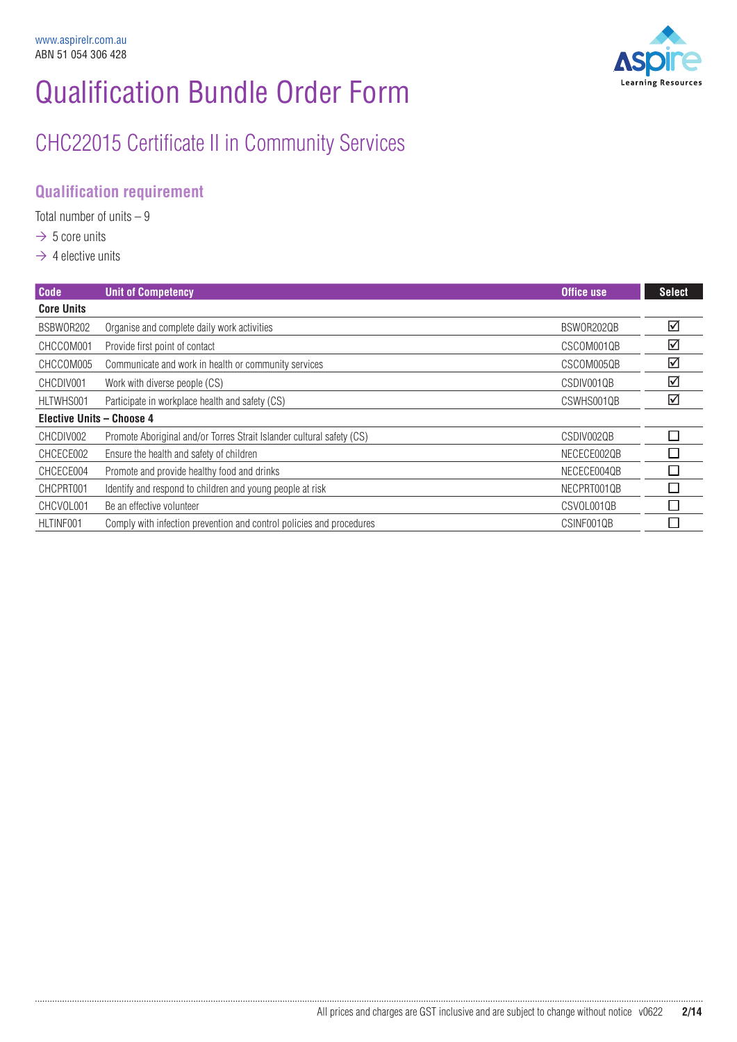www.aspirelr.com.au
ABN 51 054 306 428

# Qualification Bundle Order Form

## CHC22015 Certificate II in Community Services

### Qualification requirement

Total number of units – 9

- → 5 core units
- → 4 elective units

| Code | Unit of Competency | Office use | Select |
|---|---|---|---|
| **Core Units** | | | |
| BSBWOR202 | Organise and complete daily work activities | BSWOR202QB | ☑ |
| CHCCOM001 | Provide first point of contact | CSCOM001QB | ☑ |
| CHCCOM005 | Communicate and work in health or community services | CSCOM005QB | ☑ |
| CHCDIV001 | Work with diverse people (CS) | CSDIV001QB | ☑ |
| HLTWHS001 | Participate in workplace health and safety (CS) | CSWHS001QB | ☑ |
| **Elective Units – Choose 4** | | | |
| CHCDIV002 | Promote Aboriginal and/or Torres Strait Islander cultural safety (CS) | CSDIV002QB | ☐ |
| CHCECE002 | Ensure the health and safety of children | NECECE002QB | ☐ |
| CHCECE004 | Promote and provide healthy food and drinks | NECECE004QB | ☐ |
| CHCPRT001 | Identify and respond to children and young people at risk | NECPRT001QB | ☐ |
| CHCVOL001 | Be an effective volunteer | CSVOL001QB | ☐ |
| HLTINF001 | Comply with infection prevention and control policies and procedures | CSINF001QB | ☐ |

All prices and charges are GST inclusive and are subject to change without notice v0622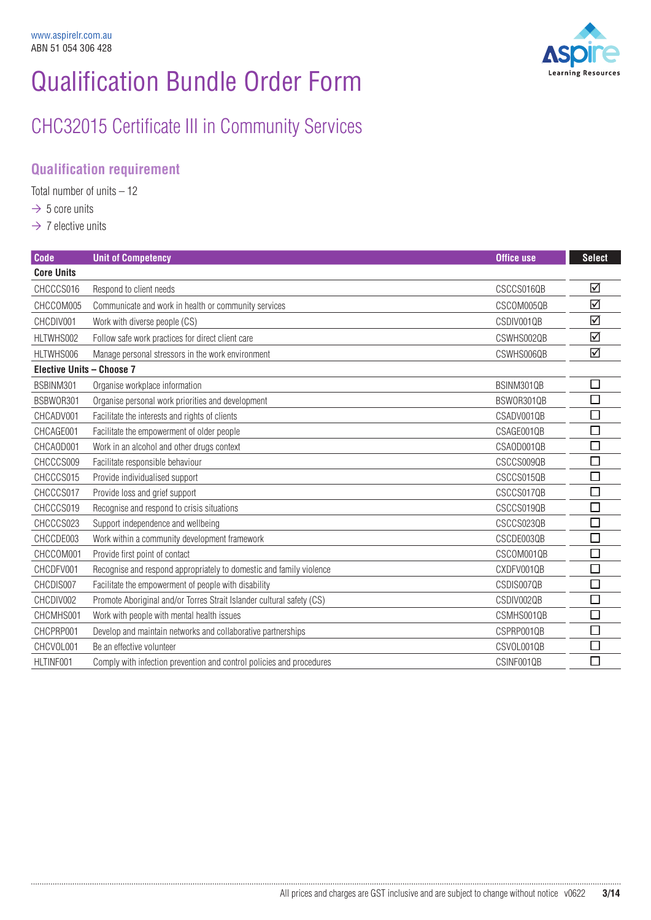www.aspirelr.com.au
ABN 51 054 306 428

# Qualification Bundle Order Form

## CHC32015 Certificate III in Community Services

### Qualification requirement

Total number of units – 12

- → 5 core units
- → 7 elective units

| Code | Unit of Competency | Office use | Select |
|---|---|---|---|
| **Core Units** | | | |
| CHCCCS016 | Respond to client needs | CSCCS016QB | ☑ |
| CHCCOM005 | Communicate and work in health or community services | CSCOM005QB | ☑ |
| CHCDIV001 | Work with diverse people (CS) | CSDIV001QB | ☑ |
| HLTWHS002 | Follow safe work practices for direct client care | CSWHS002QB | ☑ |
| HLTWHS006 | Manage personal stressors in the work environment | CSWHS006QB | ☑ |
| **Elective Units – Choose 7** | | | |
| BSBINM301 | Organise workplace information | BSINM301QB | ☐ |
| BSBWOR301 | Organise personal work priorities and development | BSWOR301QB | ☐ |
| CHCADV001 | Facilitate the interests and rights of clients | CSADV001QB | ☐ |
| CHCAGE001 | Facilitate the empowerment of older people | CSAGE001QB | ☐ |
| CHCAOD001 | Work in an alcohol and other drugs context | CSAOD001QB | ☐ |
| CHCCCS009 | Facilitate responsible behaviour | CSCCS009QB | ☐ |
| CHCCCS015 | Provide individualised support | CSCCS015QB | ☐ |
| CHCCCS017 | Provide loss and grief support | CSCCS017QB | ☐ |
| CHCCCS019 | Recognise and respond to crisis situations | CSCCS019QB | ☐ |
| CHCCCS023 | Support independence and wellbeing | CSCCS023QB | ☐ |
| CHCCDE003 | Work within a community development framework | CSCDE003QB | ☐ |
| CHCCOM001 | Provide first point of contact | CSCOM001QB | ☐ |
| CHCDFV001 | Recognise and respond appropriately to domestic and family violence | CXDFV001QB | ☐ |
| CHCDIS007 | Facilitate the empowerment of people with disability | CSDIS007QB | ☐ |
| CHCDIV002 | Promote Aboriginal and/or Torres Strait Islander cultural safety (CS) | CSDIV002QB | ☐ |
| CHCMHS001 | Work with people with mental health issues | CSMHS001QB | ☐ |
| CHCPRP001 | Develop and maintain networks and collaborative partnerships | CSPRP001QB | ☐ |
| CHCVOL001 | Be an effective volunteer | CSVOL001QB | ☐ |
| HLTINF001 | Comply with infection prevention and control policies and procedures | CSINF001QB | ☐ |

All prices and charges are GST inclusive and are subject to change without notice v0622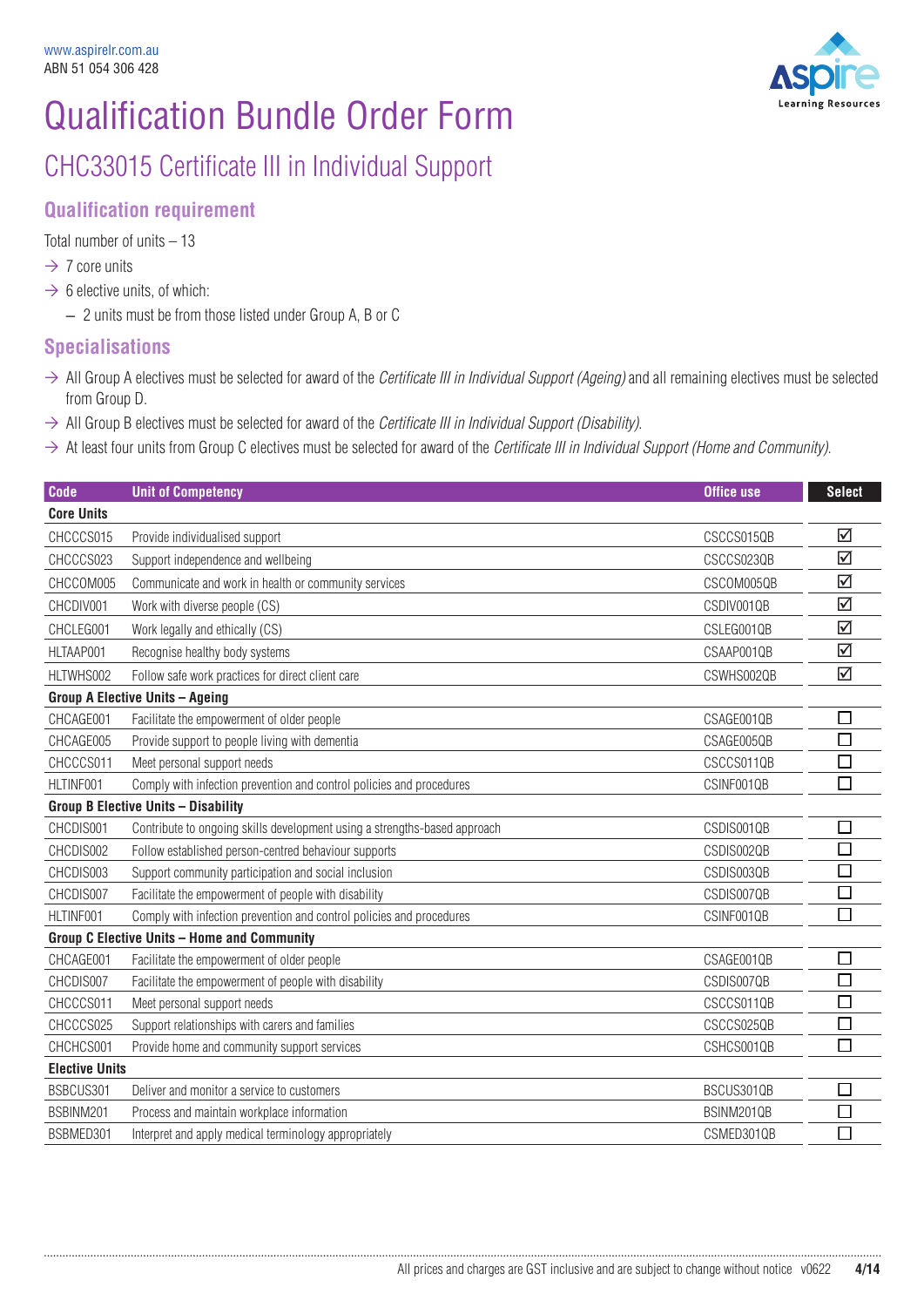www.aspirelr.com.au
ABN 51 054 306 428

# Qualification Bundle Order Form

## CHC33015 Certificate III in Individual Support

### Qualification requirement

Total number of units – 13

→ 7 core units

→ 6 elective units, of which:

– 2 units must be from those listed under Group A, B or C

### Specialisations

→ All Group A electives must be selected for award of the *Certificate III in Individual Support (Ageing)* and all remaining electives must be selected from Group D.

→ All Group B electives must be selected for award of the *Certificate III in Individual Support (Disability)*.

→ At least four units from Group C electives must be selected for award of the *Certificate III in Individual Support (Home and Community)*.

| Code | Unit of Competency | Office use | Select |
|---|---|---|---|
| **Core Units** | | | |
| CHCCCS015 | Provide individualised support | CSCCS015QB | ☑ |
| CHCCCS023 | Support independence and wellbeing | CSCCS023QB | ☑ |
| CHCCOM005 | Communicate and work in health or community services | CSCOM005QB | ☑ |
| CHCDIV001 | Work with diverse people (CS) | CSDIV001QB | ☑ |
| CHCLEG001 | Work legally and ethically (CS) | CSLEG001QB | ☑ |
| HLTAAP001 | Recognise healthy body systems | CSAAP001QB | ☑ |
| HLTWHS002 | Follow safe work practices for direct client care | CSWHS002QB | ☑ |
| **Group A Elective Units – Ageing** | | | |
| CHCAGE001 | Facilitate the empowerment of older people | CSAGE001QB | ☐ |
| CHCAGE005 | Provide support to people living with dementia | CSAGE005QB | ☐ |
| CHCCCS011 | Meet personal support needs | CSCCS011QB | ☐ |
| HLTINF001 | Comply with infection prevention and control policies and procedures | CSINF001QB | ☐ |
| **Group B Elective Units – Disability** | | | |
| CHCDIS001 | Contribute to ongoing skills development using a strengths-based approach | CSDIS001QB | ☐ |
| CHCDIS002 | Follow established person-centred behaviour supports | CSDIS002QB | ☐ |
| CHCDIS003 | Support community participation and social inclusion | CSDIS003QB | ☐ |
| CHCDIS007 | Facilitate the empowerment of people with disability | CSDIS007QB | ☐ |
| HLTINF001 | Comply with infection prevention and control policies and procedures | CSINF001QB | ☐ |
| **Group C Elective Units – Home and Community** | | | |
| CHCAGE001 | Facilitate the empowerment of older people | CSAGE001QB | ☐ |
| CHCDIS007 | Facilitate the empowerment of people with disability | CSDIS007QB | ☐ |
| CHCCCS011 | Meet personal support needs | CSCCS011QB | ☐ |
| CHCCCS025 | Support relationships with carers and families | CSCCS025QB | ☐ |
| CHCHCS001 | Provide home and community support services | CSHCS001QB | ☐ |
| **Elective Units** | | | |
| BSBCUS301 | Deliver and monitor a service to customers | BSCUS301QB | ☐ |
| BSBINM201 | Process and maintain workplace information | BSINM201QB | ☐ |
| BSBMED301 | Interpret and apply medical terminology appropriately | CSMED301QB | ☐ |

All prices and charges are GST inclusive and are subject to change without notice v0622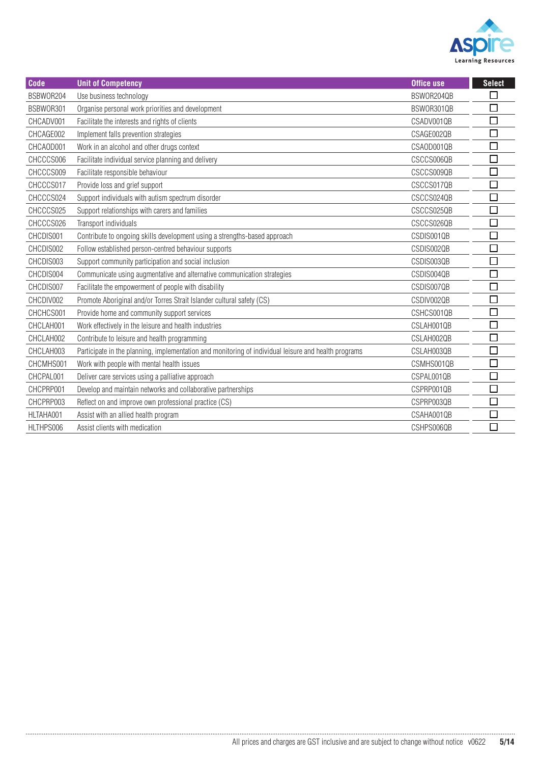| Code | Unit of Competency | Office use | Select |
|---|---|---|---|
| BSBWOR204 | Use business technology | BSWOR204QB | ☐ |
| BSBWOR301 | Organise personal work priorities and development | BSWOR301QB | ☐ |
| CHCADV001 | Facilitate the interests and rights of clients | CSADV001QB | ☐ |
| CHCAGE002 | Implement falls prevention strategies | CSAGE002QB | ☐ |
| CHCAOD001 | Work in an alcohol and other drugs context | CSAOD001QB | ☐ |
| CHCCCS006 | Facilitate individual service planning and delivery | CSCCS006QB | ☐ |
| CHCCCS009 | Facilitate responsible behaviour | CSCCS009QB | ☐ |
| CHCCCS017 | Provide loss and grief support | CSCCS017QB | ☐ |
| CHCCCS024 | Support individuals with autism spectrum disorder | CSCCS024QB | ☐ |
| CHCCCS025 | Support relationships with carers and families | CSCCS025QB | ☐ |
| CHCCCS026 | Transport individuals | CSCCS026QB | ☐ |
| CHCDIS001 | Contribute to ongoing skills development using a strengths-based approach | CSDIS001QB | ☐ |
| CHCDIS002 | Follow established person-centred behaviour supports | CSDIS002QB | ☐ |
| CHCDIS003 | Support community participation and social inclusion | CSDIS003QB | ☐ |
| CHCDIS004 | Communicate using augmentative and alternative communication strategies | CSDIS004QB | ☐ |
| CHCDIS007 | Facilitate the empowerment of people with disability | CSDIS007QB | ☐ |
| CHCDIV002 | Promote Aboriginal and/or Torres Strait Islander cultural safety (CS) | CSDIV002QB | ☐ |
| CHCHCS001 | Provide home and community support services | CSHCS001QB | ☐ |
| CHCLAH001 | Work effectively in the leisure and health industries | CSLAH001QB | ☐ |
| CHCLAH002 | Contribute to leisure and health programming | CSLAH002QB | ☐ |
| CHCLAH003 | Participate in the planning, implementation and monitoring of individual leisure and health programs | CSLAH003QB | ☐ |
| CHCMHS001 | Work with people with mental health issues | CSMHS001QB | ☐ |
| CHCPAL001 | Deliver care services using a palliative approach | CSPAL001QB | ☐ |
| CHCPRP001 | Develop and maintain networks and collaborative partnerships | CSPRP001QB | ☐ |
| CHCPRP003 | Reflect on and improve own professional practice (CS) | CSPRP003QB | ☐ |
| HLTAHA001 | Assist with an allied health program | CSAHA001QB | ☐ |
| HLTHPS006 | Assist clients with medication | CSHPS006QB | ☐ |

All prices and charges are GST inclusive and are subject to change without notice v0622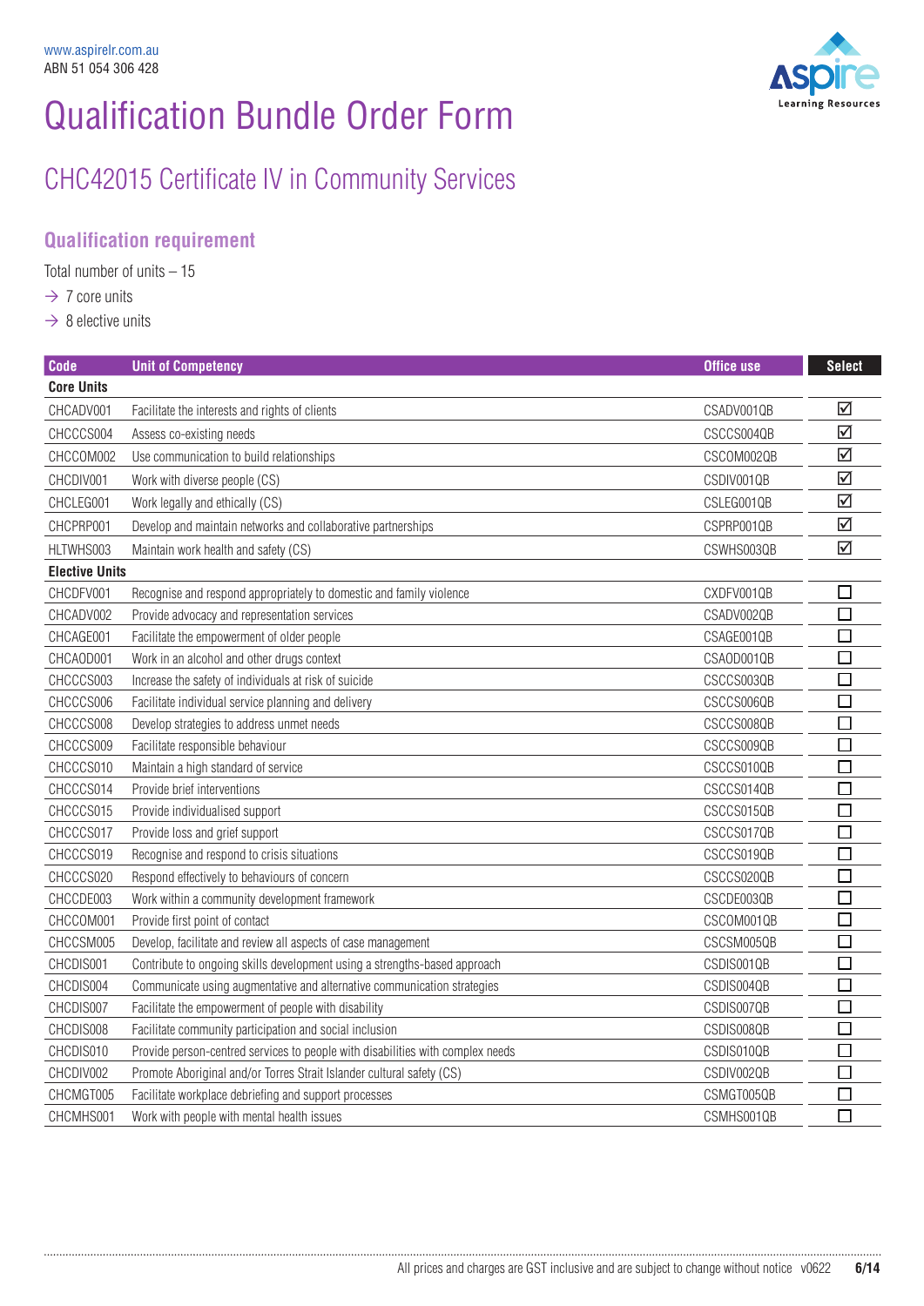www.aspirelr.com.au
ABN 51 054 306 428

# Qualification Bundle Order Form

## CHC42015 Certificate IV in Community Services

### Qualification requirement

Total number of units – 15

→ 7 core units

→ 8 elective units

| Code | Unit of Competency | Office use | Select |
|---|---|---|---|
| **Core Units** | | | |
| CHCADV001 | Facilitate the interests and rights of clients | CSADV001QB | ☑ |
| CHCCCS004 | Assess co-existing needs | CSCCS004QB | ☑ |
| CHCCOM002 | Use communication to build relationships | CSCOM002QB | ☑ |
| CHCDIV001 | Work with diverse people (CS) | CSDIV001QB | ☑ |
| CHCLEG001 | Work legally and ethically (CS) | CSLEG001QB | ☑ |
| CHCPRP001 | Develop and maintain networks and collaborative partnerships | CSPRP001QB | ☑ |
| HLTWHS003 | Maintain work health and safety (CS) | CSWHS003QB | ☑ |
| **Elective Units** | | | |
| CHCDFV001 | Recognise and respond appropriately to domestic and family violence | CXDFV001QB | ☐ |
| CHCADV002 | Provide advocacy and representation services | CSADV002QB | ☐ |
| CHCAGE001 | Facilitate the empowerment of older people | CSAGE001QB | ☐ |
| CHCAOD001 | Work in an alcohol and other drugs context | CSAOD001QB | ☐ |
| CHCCCS003 | Increase the safety of individuals at risk of suicide | CSCCS003QB | ☐ |
| CHCCCS006 | Facilitate individual service planning and delivery | CSCCS006QB | ☐ |
| CHCCCS008 | Develop strategies to address unmet needs | CSCCS008QB | ☐ |
| CHCCCS009 | Facilitate responsible behaviour | CSCCS009QB | ☐ |
| CHCCCS010 | Maintain a high standard of service | CSCCS010QB | ☐ |
| CHCCCS014 | Provide brief interventions | CSCCS014QB | ☐ |
| CHCCCS015 | Provide individualised support | CSCCS015QB | ☐ |
| CHCCCS017 | Provide loss and grief support | CSCCS017QB | ☐ |
| CHCCCS019 | Recognise and respond to crisis situations | CSCCS019QB | ☐ |
| CHCCCS020 | Respond effectively to behaviours of concern | CSCCS020QB | ☐ |
| CHCCDE003 | Work within a community development framework | CSCDE003QB | ☐ |
| CHCCOM001 | Provide first point of contact | CSCOM001QB | ☐ |
| CHCCSM005 | Develop, facilitate and review all aspects of case management | CSCSM005QB | ☐ |
| CHCDIS001 | Contribute to ongoing skills development using a strengths-based approach | CSDIS001QB | ☐ |
| CHCDIS004 | Communicate using augmentative and alternative communication strategies | CSDIS004QB | ☐ |
| CHCDIS007 | Facilitate the empowerment of people with disability | CSDIS007QB | ☐ |
| CHCDIS008 | Facilitate community participation and social inclusion | CSDIS008QB | ☐ |
| CHCDIS010 | Provide person-centred services to people with disabilities with complex needs | CSDIS010QB | ☐ |
| CHCDIV002 | Promote Aboriginal and/or Torres Strait Islander cultural safety (CS) | CSDIV002QB | ☐ |
| CHCMGT005 | Facilitate workplace debriefing and support processes | CSMGT005QB | ☐ |
| CHCMHS001 | Work with people with mental health issues | CSMHS001QB | ☐ |

All prices and charges are GST inclusive and are subject to change without notice v0622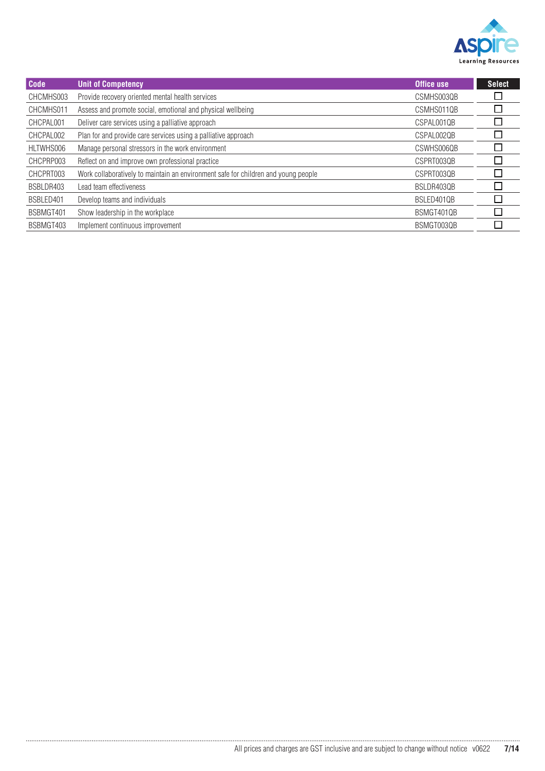| Code | Unit of Competency | Office use | Select |
|---|---|---|---|
| CHCMHS003 | Provide recovery oriented mental health services | CSMHS003QB | ☐ |
| CHCMHS011 | Assess and promote social, emotional and physical wellbeing | CSMHS011QB | ☐ |
| CHCPAL001 | Deliver care services using a palliative approach | CSPAL001QB | ☐ |
| CHCPAL002 | Plan for and provide care services using a palliative approach | CSPAL002QB | ☐ |
| HLTWHS006 | Manage personal stressors in the work environment | CSWHS006QB | ☐ |
| CHCPRP003 | Reflect on and improve own professional practice | CSPRT003QB | ☐ |
| CHCPRT003 | Work collaboratively to maintain an environment safe for children and young people | CSPRT003QB | ☐ |
| BSBLDR403 | Lead team effectiveness | BSLDR403QB | ☐ |
| BSBLED401 | Develop teams and individuals | BSLED401QB | ☐ |
| BSBMGT401 | Show leadership in the workplace | BSMGT401QB | ☐ |
| BSBMGT403 | Implement continuous improvement | BSMGT003QB | ☐ |

All prices and charges are GST inclusive and are subject to change without notice v0622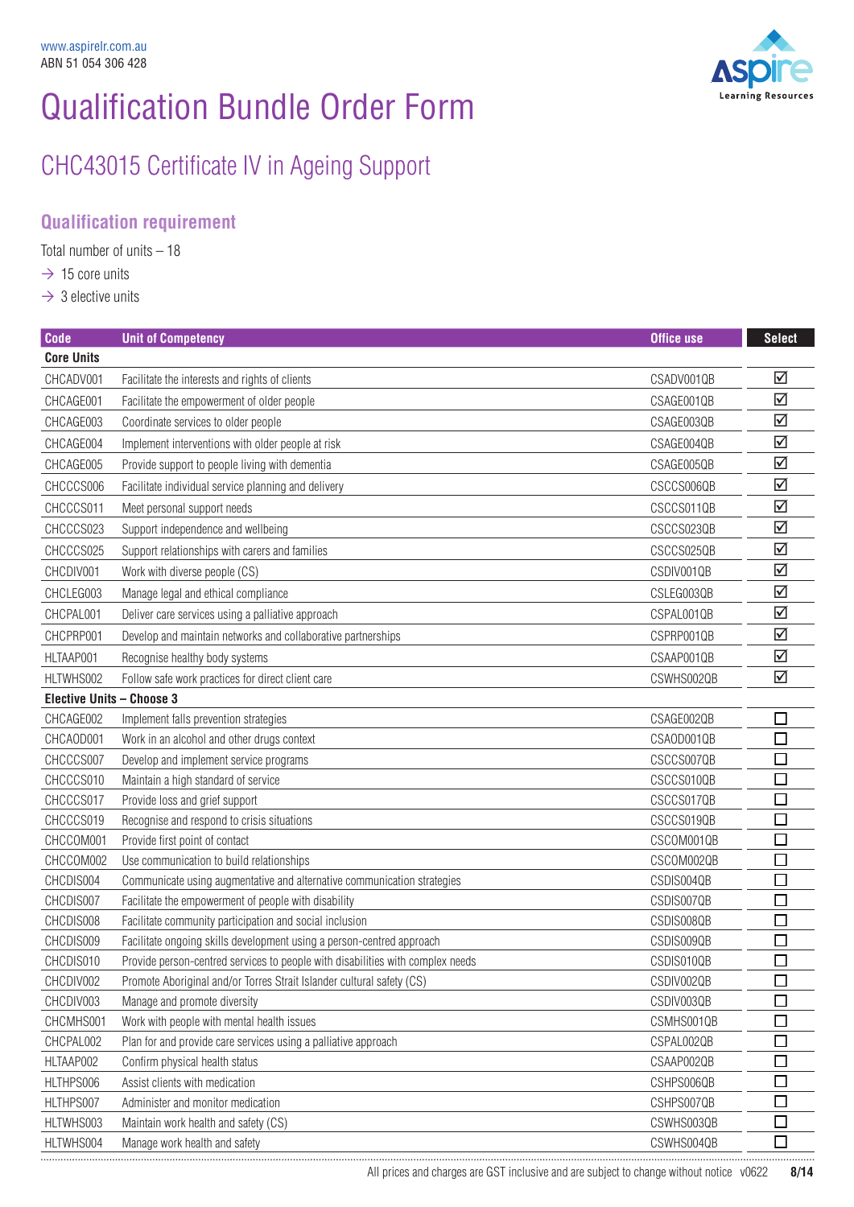www.aspirelr.com.au
ABN 51 054 306 428

# Qualification Bundle Order Form

## CHC43015 Certificate IV in Ageing Support

### Qualification requirement

Total number of units – 18

→ 15 core units

→ 3 elective units

| Code | Unit of Competency | Office use | Select |
|---|---|---|---|
| **Core Units** | | | |
| CHCADV001 | Facilitate the interests and rights of clients | CSADV001QB | ☑ |
| CHCAGE001 | Facilitate the empowerment of older people | CSAGE001QB | ☑ |
| CHCAGE003 | Coordinate services to older people | CSAGE003QB | ☑ |
| CHCAGE004 | Implement interventions with older people at risk | CSAGE004QB | ☑ |
| CHCAGE005 | Provide support to people living with dementia | CSAGE005QB | ☑ |
| CHCCCS006 | Facilitate individual service planning and delivery | CSCCS006QB | ☑ |
| CHCCCS011 | Meet personal support needs | CSCCS011QB | ☑ |
| CHCCCS023 | Support independence and wellbeing | CSCCS023QB | ☑ |
| CHCCCS025 | Support relationships with carers and families | CSCCS025QB | ☑ |
| CHCDIV001 | Work with diverse people (CS) | CSDIV001QB | ☑ |
| CHCLEG003 | Manage legal and ethical compliance | CSLEG003QB | ☑ |
| CHCPAL001 | Deliver care services using a palliative approach | CSPAL001QB | ☑ |
| CHCPRP001 | Develop and maintain networks and collaborative partnerships | CSPRP001QB | ☑ |
| HLTAAP001 | Recognise healthy body systems | CSAAP001QB | ☑ |
| HLTWHS002 | Follow safe work practices for direct client care | CSWHS002QB | ☑ |
| **Elective Units – Choose 3** | | | |
| CHCAGE002 | Implement falls prevention strategies | CSAGE002QB | ☐ |
| CHCAOD001 | Work in an alcohol and other drugs context | CSAOD001QB | ☐ |
| CHCCCS007 | Develop and implement service programs | CSCCS007QB | ☐ |
| CHCCCS010 | Maintain a high standard of service | CSCCS010QB | ☐ |
| CHCCCS017 | Provide loss and grief support | CSCCS017QB | ☐ |
| CHCCCS019 | Recognise and respond to crisis situations | CSCCS019QB | ☐ |
| CHCCOM001 | Provide first point of contact | CSCOM001QB | ☐ |
| CHCCOM002 | Use communication to build relationships | CSCOM002QB | ☐ |
| CHCDIS004 | Communicate using augmentative and alternative communication strategies | CSDIS004QB | ☐ |
| CHCDIS007 | Facilitate the empowerment of people with disability | CSDIS007QB | ☐ |
| CHCDIS008 | Facilitate community participation and social inclusion | CSDIS008QB | ☐ |
| CHCDIS009 | Facilitate ongoing skills development using a person-centred approach | CSDIS009QB | ☐ |
| CHCDIS010 | Provide person-centred services to people with disabilities with complex needs | CSDIS010QB | ☐ |
| CHCDIV002 | Promote Aboriginal and/or Torres Strait Islander cultural safety (CS) | CSDIV002QB | ☐ |
| CHCDIV003 | Manage and promote diversity | CSDIV003QB | ☐ |
| CHCMHS001 | Work with people with mental health issues | CSMHS001QB | ☐ |
| CHCPAL002 | Plan for and provide care services using a palliative approach | CSPAL002QB | ☐ |
| HLTAAP002 | Confirm physical health status | CSAAP002QB | ☐ |
| HLTHPS006 | Assist clients with medication | CSHPS006QB | ☐ |
| HLTHPS007 | Administer and monitor medication | CSHPS007QB | ☐ |
| HLTWHS003 | Maintain work health and safety (CS) | CSWHS003QB | ☐ |
| HLTWHS004 | Manage work health and safety | CSWHS004QB | ☐ |

All prices and charges are GST inclusive and are subject to change without notice v0622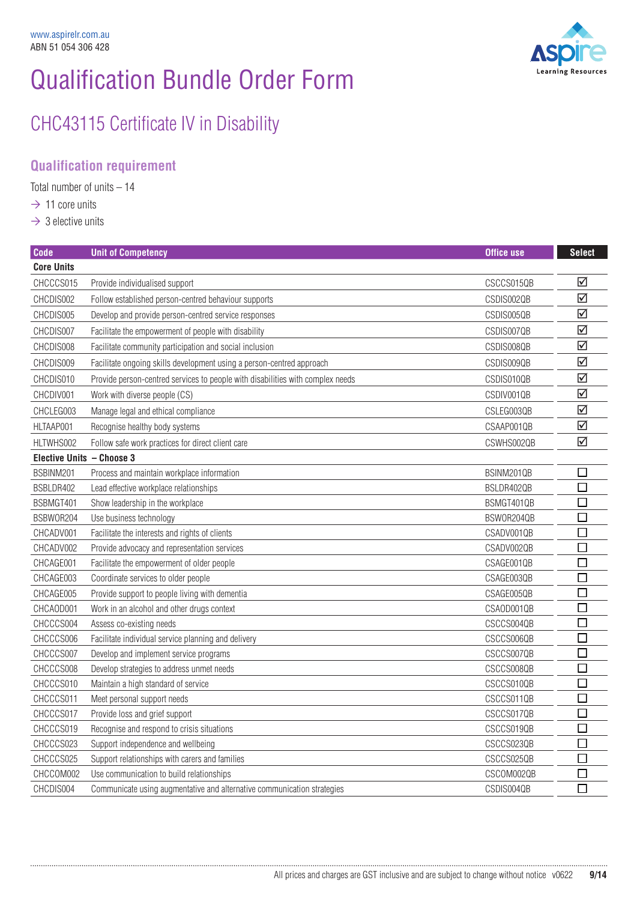www.aspirelr.com.au
ABN 51 054 306 428

# Qualification Bundle Order Form

## CHC43115 Certificate IV in Disability

### Qualification requirement

Total number of units – 14

→ 11 core units

→ 3 elective units

| Code | Unit of Competency | Office use | Select |
|---|---|---|---|
| **Core Units** | | | |
| CHCCCS015 | Provide individualised support | CSCCS015QB | ☑ |
| CHCDIS002 | Follow established person-centred behaviour supports | CSDIS002QB | ☑ |
| CHCDIS005 | Develop and provide person-centred service responses | CSDIS005QB | ☑ |
| CHCDIS007 | Facilitate the empowerment of people with disability | CSDIS007QB | ☑ |
| CHCDIS008 | Facilitate community participation and social inclusion | CSDIS008QB | ☑ |
| CHCDIS009 | Facilitate ongoing skills development using a person-centred approach | CSDIS009QB | ☑ |
| CHCDIS010 | Provide person-centred services to people with disabilities with complex needs | CSDIS010QB | ☑ |
| CHCDIV001 | Work with diverse people (CS) | CSDIV001QB | ☑ |
| CHCLEG003 | Manage legal and ethical compliance | CSLEG003QB | ☑ |
| HLTAAP001 | Recognise healthy body systems | CSAAP001QB | ☑ |
| HLTWHS002 | Follow safe work practices for direct client care | CSWHS002QB | ☑ |
| **Elective Units – Choose 3** | | | |
| BSBINM201 | Process and maintain workplace information | BSINM201QB | ☐ |
| BSBLDR402 | Lead effective workplace relationships | BSLDR402QB | ☐ |
| BSBMGT401 | Show leadership in the workplace | BSMGT401QB | ☐ |
| BSBWOR204 | Use business technology | BSWOR204QB | ☐ |
| CHCADV001 | Facilitate the interests and rights of clients | CSADV001QB | ☐ |
| CHCADV002 | Provide advocacy and representation services | CSADV002QB | ☐ |
| CHCAGE001 | Facilitate the empowerment of older people | CSAGE001QB | ☐ |
| CHCAGE003 | Coordinate services to older people | CSAGE003QB | ☐ |
| CHCAGE005 | Provide support to people living with dementia | CSAGE005QB | ☐ |
| CHCAOD001 | Work in an alcohol and other drugs context | CSAOD001QB | ☐ |
| CHCCCS004 | Assess co-existing needs | CSCCS004QB | ☐ |
| CHCCCS006 | Facilitate individual service planning and delivery | CSCCS006QB | ☐ |
| CHCCCS007 | Develop and implement service programs | CSCCS007QB | ☐ |
| CHCCCS008 | Develop strategies to address unmet needs | CSCCS008QB | ☐ |
| CHCCCS010 | Maintain a high standard of service | CSCCS010QB | ☐ |
| CHCCCS011 | Meet personal support needs | CSCCS011QB | ☐ |
| CHCCCS017 | Provide loss and grief support | CSCCS017QB | ☐ |
| CHCCCS019 | Recognise and respond to crisis situations | CSCCS019QB | ☐ |
| CHCCCS023 | Support independence and wellbeing | CSCCS023QB | ☐ |
| CHCCCS025 | Support relationships with carers and families | CSCCS025QB | ☐ |
| CHCCOM002 | Use communication to build relationships | CSCOM002QB | ☐ |
| CHCDIS004 | Communicate using augmentative and alternative communication strategies | CSDIS004QB | ☐ |

All prices and charges are GST inclusive and are subject to change without notice v0622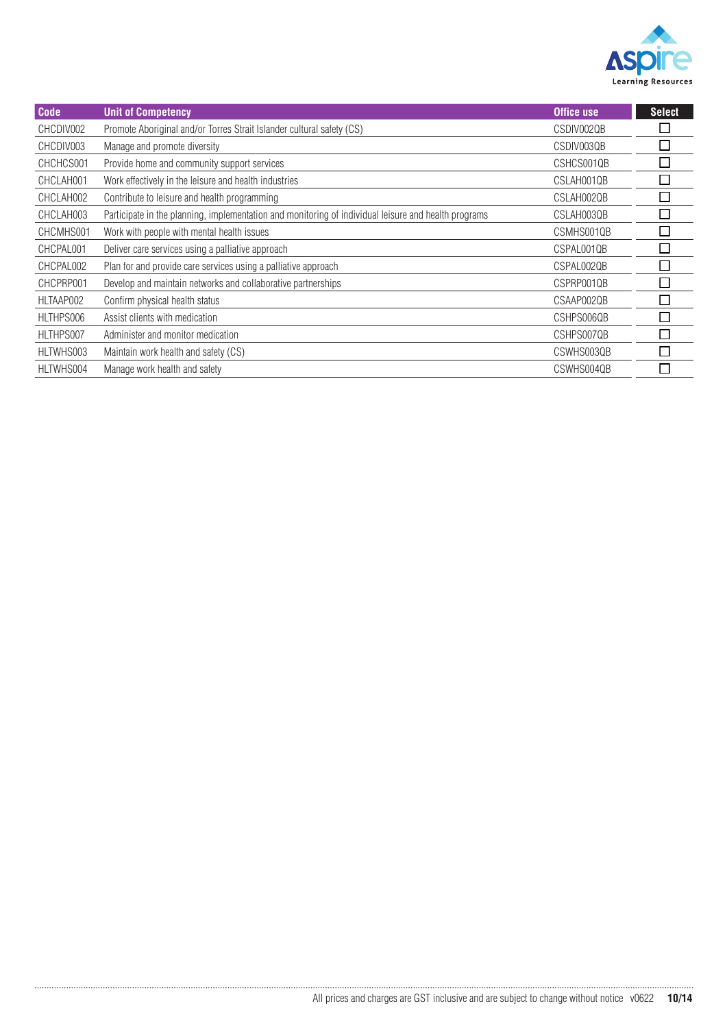| Code | Unit of Competency | Office use | Select |
|---|---|---|---|
| CHCDIV002 | Promote Aboriginal and/or Torres Strait Islander cultural safety (CS) | CSDIV002QB | ☐ |
| CHCDIV003 | Manage and promote diversity | CSDIV003QB | ☐ |
| CHCHCS001 | Provide home and community support services | CSHCS001QB | ☐ |
| CHCLAH001 | Work effectively in the leisure and health industries | CSLAH001QB | ☐ |
| CHCLAH002 | Contribute to leisure and health programming | CSLAH002QB | ☐ |
| CHCLAH003 | Participate in the planning, implementation and monitoring of individual leisure and health programs | CSLAH003QB | ☐ |
| CHCMHS001 | Work with people with mental health issues | CSMHS001QB | ☐ |
| CHCPAL001 | Deliver care services using a palliative approach | CSPAL001QB | ☐ |
| CHCPAL002 | Plan for and provide care services using a palliative approach | CSPAL002QB | ☐ |
| CHCPRP001 | Develop and maintain networks and collaborative partnerships | CSPRP001QB | ☐ |
| HLTAAP002 | Confirm physical health status | CSAAP002QB | ☐ |
| HLTHPS006 | Assist clients with medication | CSHPS006QB | ☐ |
| HLTHPS007 | Administer and monitor medication | CSHPS007QB | ☐ |
| HLTWHS003 | Maintain work health and safety (CS) | CSWHS003QB | ☐ |
| HLTWHS004 | Manage work health and safety | CSWHS004QB | ☐ |

All prices and charges are GST inclusive and are subject to change without notice v0622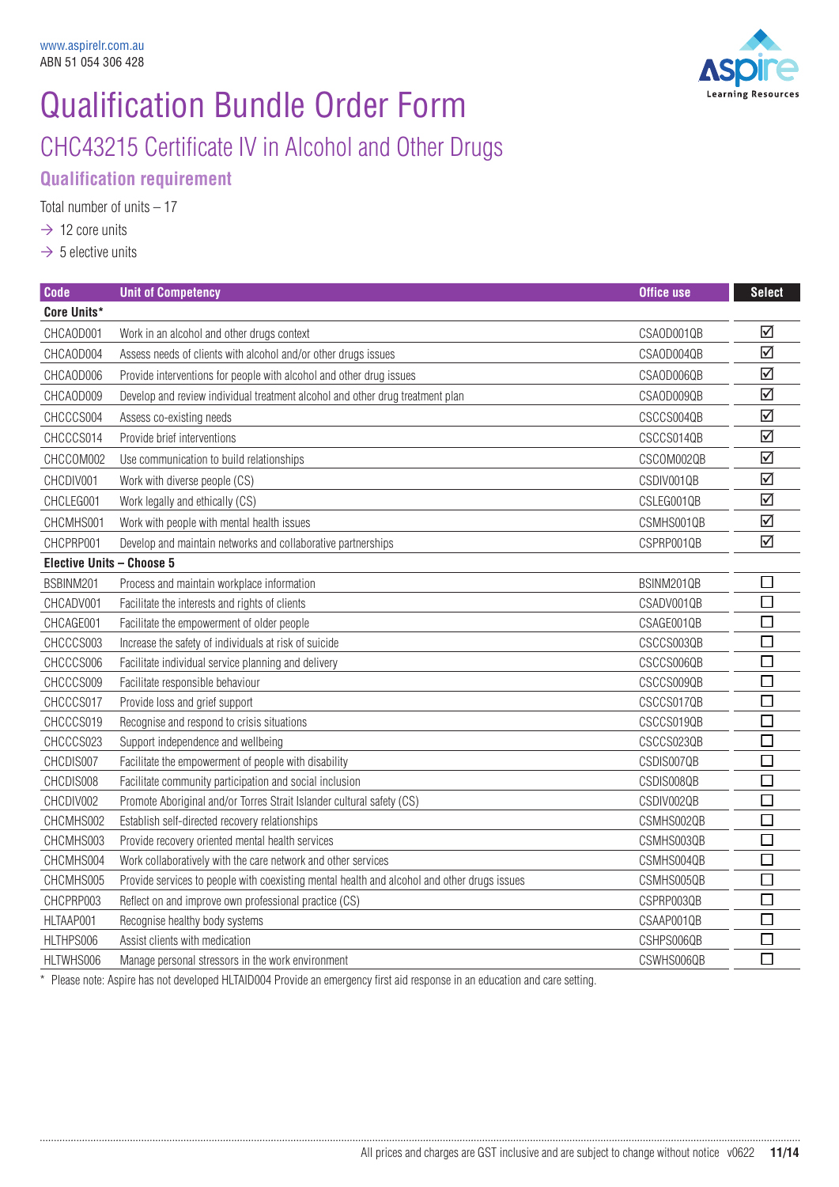www.aspirelr.com.au
ABN 51 054 306 428

# Qualification Bundle Order Form

## CHC43215 Certificate IV in Alcohol and Other Drugs

### Qualification requirement

Total number of units – 17

→ 12 core units

→ 5 elective units

| Code | Unit of Competency | Office use | Select |
|---|---|---|---|
| **Core Units*** | | | |
| CHCAOD001 | Work in an alcohol and other drugs context | CSAOD001QB | ☑ |
| CHCAOD004 | Assess needs of clients with alcohol and/or other drugs issues | CSAOD004QB | ☑ |
| CHCAOD006 | Provide interventions for people with alcohol and other drug issues | CSAOD006QB | ☑ |
| CHCAOD009 | Develop and review individual treatment alcohol and other drug treatment plan | CSAOD009QB | ☑ |
| CHCCCS004 | Assess co-existing needs | CSCCS004QB | ☑ |
| CHCCCS014 | Provide brief interventions | CSCCS014QB | ☑ |
| CHCCOM002 | Use communication to build relationships | CSCOM002QB | ☑ |
| CHCDIV001 | Work with diverse people (CS) | CSDIV001QB | ☑ |
| CHCLEG001 | Work legally and ethically (CS) | CSLEG001QB | ☑ |
| CHCMHS001 | Work with people with mental health issues | CSMHS001QB | ☑ |
| CHCPRP001 | Develop and maintain networks and collaborative partnerships | CSPRP001QB | ☑ |
| **Elective Units – Choose 5** | | | |
| BSBINM201 | Process and maintain workplace information | BSINM201QB | ☐ |
| CHCADV001 | Facilitate the interests and rights of clients | CSADV001QB | ☐ |
| CHCAGE001 | Facilitate the empowerment of older people | CSAGE001QB | ☐ |
| CHCCCS003 | Increase the safety of individuals at risk of suicide | CSCCS003QB | ☐ |
| CHCCCS006 | Facilitate individual service planning and delivery | CSCCS006QB | ☐ |
| CHCCCS009 | Facilitate responsible behaviour | CSCCS009QB | ☐ |
| CHCCCS017 | Provide loss and grief support | CSCCS017QB | ☐ |
| CHCCCS019 | Recognise and respond to crisis situations | CSCCS019QB | ☐ |
| CHCCCS023 | Support independence and wellbeing | CSCCS023QB | ☐ |
| CHCDIS007 | Facilitate the empowerment of people with disability | CSDIS007QB | ☐ |
| CHCDIS008 | Facilitate community participation and social inclusion | CSDIS008QB | ☐ |
| CHCDIV002 | Promote Aboriginal and/or Torres Strait Islander cultural safety (CS) | CSDIV002QB | ☐ |
| CHCMHS002 | Establish self-directed recovery relationships | CSMHS002QB | ☐ |
| CHCMHS003 | Provide recovery oriented mental health services | CSMHS003QB | ☐ |
| CHCMHS004 | Work collaboratively with the care network and other services | CSMHS004QB | ☐ |
| CHCMHS005 | Provide services to people with coexisting mental health and alcohol and other drugs issues | CSMHS005QB | ☐ |
| CHCPRP003 | Reflect on and improve own professional practice (CS) | CSPRP003QB | ☐ |
| HLTAAP001 | Recognise healthy body systems | CSAAP001QB | ☐ |
| HLTHPS006 | Assist clients with medication | CSHPS006QB | ☐ |
| HLTWHS006 | Manage personal stressors in the work environment | CSWHS006QB | ☐ |

* Please note: Aspire has not developed HLTAID004 Provide an emergency first aid response in an education and care setting.

All prices and charges are GST inclusive and are subject to change without notice v0622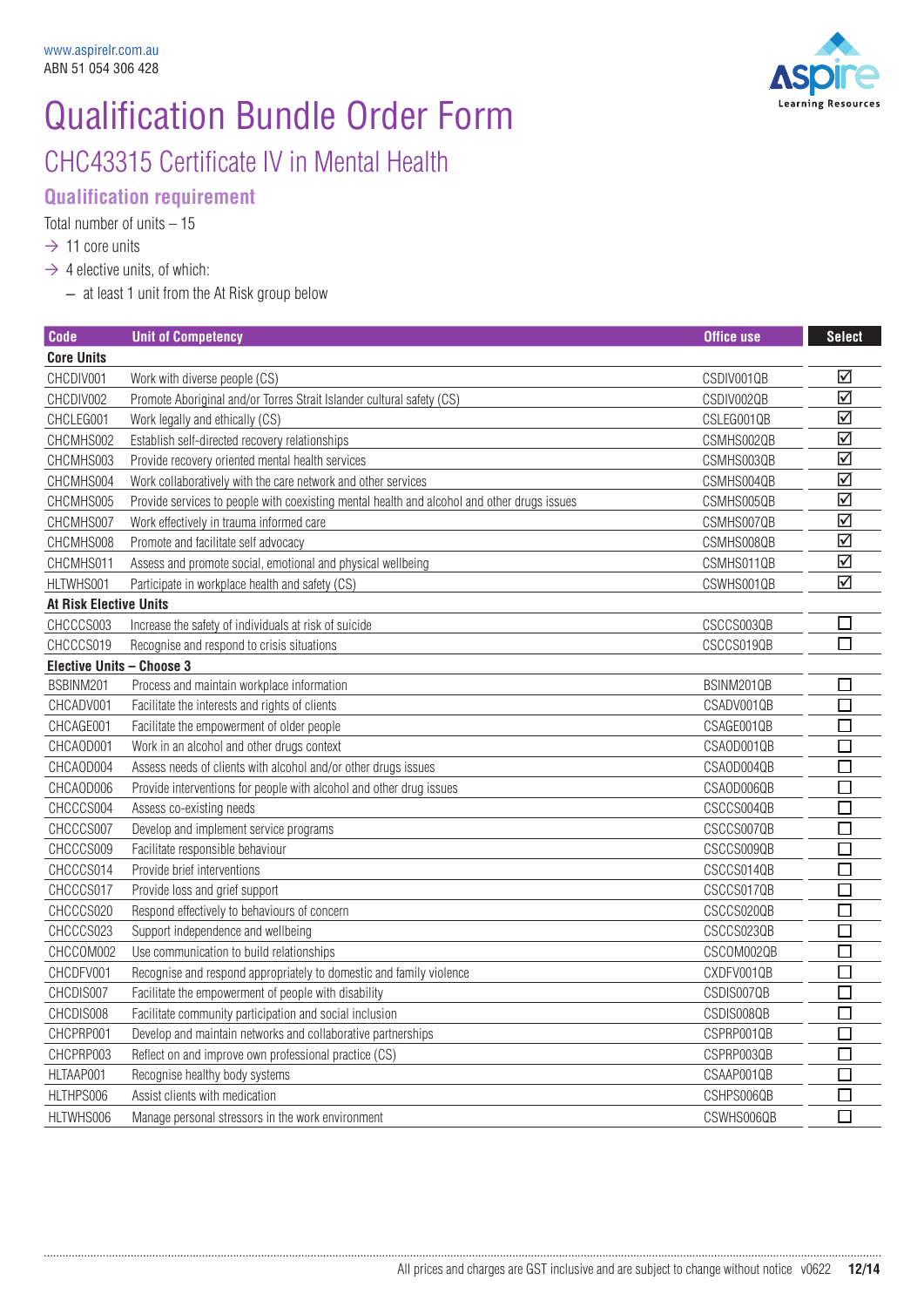www.aspirelr.com.au
ABN 51 054 306 428

# Qualification Bundle Order Form

## CHC43315 Certificate IV in Mental Health

### Qualification requirement

Total number of units – 15

- → 11 core units
- → 4 elective units, of which:
  - – at least 1 unit from the At Risk group below

| Code | Unit of Competency | Office use | Select |
|---|---|---|---|
| **Core Units** | | | |
| CHCDIV001 | Work with diverse people (CS) | CSDIV001QB | ☑ |
| CHCDIV002 | Promote Aboriginal and/or Torres Strait Islander cultural safety (CS) | CSDIV002QB | ☑ |
| CHCLEG001 | Work legally and ethically (CS) | CSLEG001QB | ☑ |
| CHCMHS002 | Establish self-directed recovery relationships | CSMHS002QB | ☑ |
| CHCMHS003 | Provide recovery oriented mental health services | CSMHS003QB | ☑ |
| CHCMHS004 | Work collaboratively with the care network and other services | CSMHS004QB | ☑ |
| CHCMHS005 | Provide services to people with coexisting mental health and alcohol and other drugs issues | CSMHS005QB | ☑ |
| CHCMHS007 | Work effectively in trauma informed care | CSMHS007QB | ☑ |
| CHCMHS008 | Promote and facilitate self advocacy | CSMHS008QB | ☑ |
| CHCMHS011 | Assess and promote social, emotional and physical wellbeing | CSMHS011QB | ☑ |
| HLTWHS001 | Participate in workplace health and safety (CS) | CSWHS001QB | ☑ |
| **At Risk Elective Units** | | | |
| CHCCCS003 | Increase the safety of individuals at risk of suicide | CSCCS003QB | ☐ |
| CHCCCS019 | Recognise and respond to crisis situations | CSCCS019QB | ☐ |
| **Elective Units – Choose 3** | | | |
| BSBINM201 | Process and maintain workplace information | BSINM201QB | ☐ |
| CHCADV001 | Facilitate the interests and rights of clients | CSADV001QB | ☐ |
| CHCAGE001 | Facilitate the empowerment of older people | CSAGE001QB | ☐ |
| CHCAOD001 | Work in an alcohol and other drugs context | CSAOD001QB | ☐ |
| CHCAOD004 | Assess needs of clients with alcohol and/or other drugs issues | CSAOD004QB | ☐ |
| CHCAOD006 | Provide interventions for people with alcohol and other drug issues | CSAOD006QB | ☐ |
| CHCCCS004 | Assess co-existing needs | CSCCS004QB | ☐ |
| CHCCCS007 | Develop and implement service programs | CSCCS007QB | ☐ |
| CHCCCS009 | Facilitate responsible behaviour | CSCCS009QB | ☐ |
| CHCCCS014 | Provide brief interventions | CSCCS014QB | ☐ |
| CHCCCS017 | Provide loss and grief support | CSCCS017QB | ☐ |
| CHCCCS020 | Respond effectively to behaviours of concern | CSCCS020QB | ☐ |
| CHCCCS023 | Support independence and wellbeing | CSCCS023QB | ☐ |
| CHCCOM002 | Use communication to build relationships | CSCOM002QB | ☐ |
| CHCDFV001 | Recognise and respond appropriately to domestic and family violence | CXDFV001QB | ☐ |
| CHCDIS007 | Facilitate the empowerment of people with disability | CSDIS007QB | ☐ |
| CHCDIS008 | Facilitate community participation and social inclusion | CSDIS008QB | ☐ |
| CHCPRP001 | Develop and maintain networks and collaborative partnerships | CSPRP001QB | ☐ |
| CHCPRP003 | Reflect on and improve own professional practice (CS) | CSPRP003QB | ☐ |
| HLTAAP001 | Recognise healthy body systems | CSAAP001QB | ☐ |
| HLTHPS006 | Assist clients with medication | CSHPS006QB | ☐ |
| HLTWHS006 | Manage personal stressors in the work environment | CSWHS006QB | ☐ |

All prices and charges are GST inclusive and are subject to change without notice v0622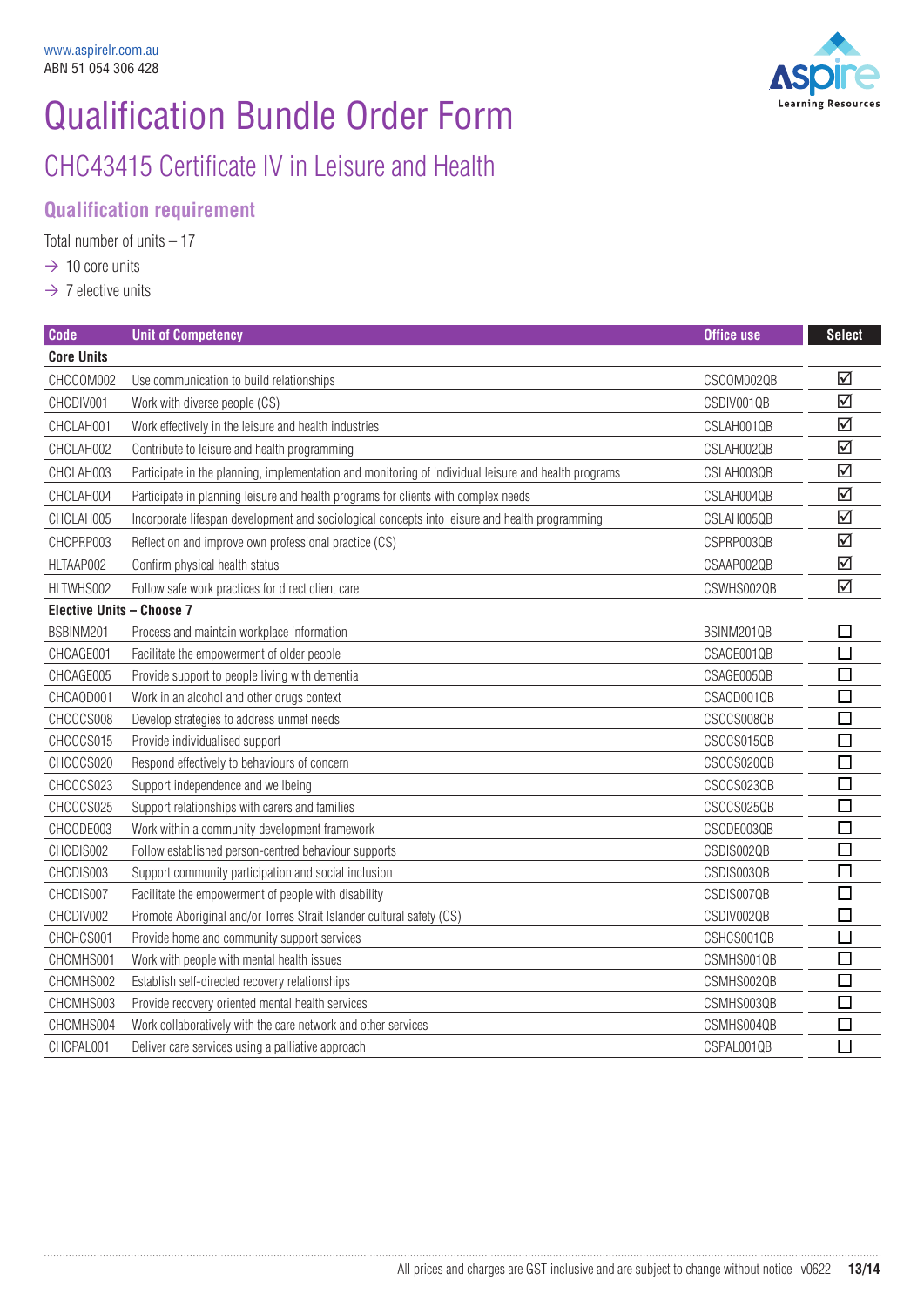www.aspirelr.com.au
ABN 51 054 306 428

# Qualification Bundle Order Form

## CHC43415 Certificate IV in Leisure and Health

### Qualification requirement

Total number of units – 17

→ 10 core units

→ 7 elective units

| Code | Unit of Competency | Office use | Select |
|---|---|---|---|
| **Core Units** | | | |
| CHCCOM002 | Use communication to build relationships | CSCOM002QB | ☑ |
| CHCDIV001 | Work with diverse people (CS) | CSDIV001QB | ☑ |
| CHCLAH001 | Work effectively in the leisure and health industries | CSLAH001QB | ☑ |
| CHCLAH002 | Contribute to leisure and health programming | CSLAH002QB | ☑ |
| CHCLAH003 | Participate in the planning, implementation and monitoring of individual leisure and health programs | CSLAH003QB | ☑ |
| CHCLAH004 | Participate in planning leisure and health programs for clients with complex needs | CSLAH004QB | ☑ |
| CHCLAH005 | Incorporate lifespan development and sociological concepts into leisure and health programming | CSLAH005QB | ☑ |
| CHCPRP003 | Reflect on and improve own professional practice (CS) | CSPRP003QB | ☑ |
| HLTAAP002 | Confirm physical health status | CSAAP002QB | ☑ |
| HLTWHS002 | Follow safe work practices for direct client care | CSWHS002QB | ☑ |
| **Elective Units – Choose 7** | | | |
| BSBINM201 | Process and maintain workplace information | BSINM201QB | ☐ |
| CHCAGE001 | Facilitate the empowerment of older people | CSAGE001QB | ☐ |
| CHCAGE005 | Provide support to people living with dementia | CSAGE005QB | ☐ |
| CHCAOD001 | Work in an alcohol and other drugs context | CSAOD001QB | ☐ |
| CHCCCS008 | Develop strategies to address unmet needs | CSCCS008QB | ☐ |
| CHCCCS015 | Provide individualised support | CSCCS015QB | ☐ |
| CHCCCS020 | Respond effectively to behaviours of concern | CSCCS020QB | ☐ |
| CHCCCS023 | Support independence and wellbeing | CSCCS023QB | ☐ |
| CHCCCS025 | Support relationships with carers and families | CSCCS025QB | ☐ |
| CHCCDE003 | Work within a community development framework | CSCDE003QB | ☐ |
| CHCDIS002 | Follow established person-centred behaviour supports | CSDIS002QB | ☐ |
| CHCDIS003 | Support community participation and social inclusion | CSDIS003QB | ☐ |
| CHCDIS007 | Facilitate the empowerment of people with disability | CSDIS007QB | ☐ |
| CHCDIV002 | Promote Aboriginal and/or Torres Strait Islander cultural safety (CS) | CSDIV002QB | ☐ |
| CHCHCS001 | Provide home and community support services | CSHCS001QB | ☐ |
| CHCMHS001 | Work with people with mental health issues | CSMHS001QB | ☐ |
| CHCMHS002 | Establish self-directed recovery relationships | CSMHS002QB | ☐ |
| CHCMHS003 | Provide recovery oriented mental health services | CSMHS003QB | ☐ |
| CHCMHS004 | Work collaboratively with the care network and other services | CSMHS004QB | ☐ |
| CHCPAL001 | Deliver care services using a palliative approach | CSPAL001QB | ☐ |

All prices and charges are GST inclusive and are subject to change without notice v0622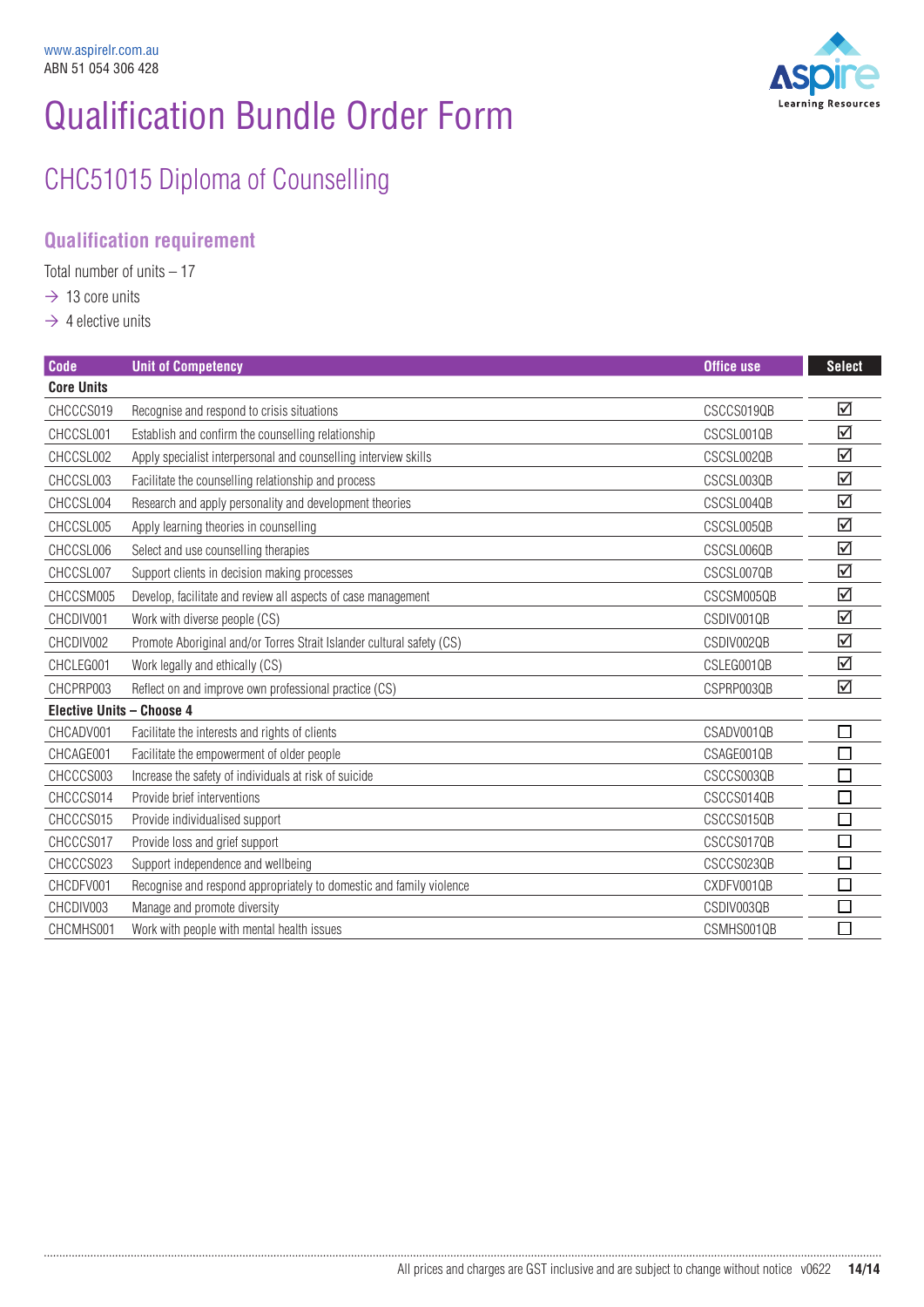www.aspirelr.com.au
ABN 51 054 306 428

# Qualification Bundle Order Form

## CHC51015 Diploma of Counselling

### Qualification requirement

Total number of units – 17

→ 13 core units
→ 4 elective units

| Code | Unit of Competency | Office use | Select |
|---|---|---|---|
| **Core Units** | | | |
| CHCCCS019 | Recognise and respond to crisis situations | CSCCS019QB | ☑ |
| CHCCSL001 | Establish and confirm the counselling relationship | CSCSL001QB | ☑ |
| CHCCSL002 | Apply specialist interpersonal and counselling interview skills | CSCSL002QB | ☑ |
| CHCCSL003 | Facilitate the counselling relationship and process | CSCSL003QB | ☑ |
| CHCCSL004 | Research and apply personality and development theories | CSCSL004QB | ☑ |
| CHCCSL005 | Apply learning theories in counselling | CSCSL005QB | ☑ |
| CHCCSL006 | Select and use counselling therapies | CSCSL006QB | ☑ |
| CHCCSL007 | Support clients in decision making processes | CSCSL007QB | ☑ |
| CHCCSM005 | Develop, facilitate and review all aspects of case management | CSCSM005QB | ☑ |
| CHCDIV001 | Work with diverse people (CS) | CSDIV001QB | ☑ |
| CHCDIV002 | Promote Aboriginal and/or Torres Strait Islander cultural safety (CS) | CSDIV002QB | ☑ |
| CHCLEG001 | Work legally and ethically (CS) | CSLEG001QB | ☑ |
| CHCPRP003 | Reflect on and improve own professional practice (CS) | CSPRP003QB | ☑ |
| **Elective Units – Choose 4** | | | |
| CHCADV001 | Facilitate the interests and rights of clients | CSADV001QB | ☐ |
| CHCAGE001 | Facilitate the empowerment of older people | CSAGE001QB | ☐ |
| CHCCCS003 | Increase the safety of individuals at risk of suicide | CSCCS003QB | ☐ |
| CHCCCS014 | Provide brief interventions | CSCCS014QB | ☐ |
| CHCCCS015 | Provide individualised support | CSCCS015QB | ☐ |
| CHCCCS017 | Provide loss and grief support | CSCCS017QB | ☐ |
| CHCCCS023 | Support independence and wellbeing | CSCCS023QB | ☐ |
| CHCDFV001 | Recognise and respond appropriately to domestic and family violence | CXDFV001QB | ☐ |
| CHCDIV003 | Manage and promote diversity | CSDIV003QB | ☐ |
| CHCMHS001 | Work with people with mental health issues | CSMHS001QB | ☐ |

All prices and charges are GST inclusive and are subject to change without notice v0622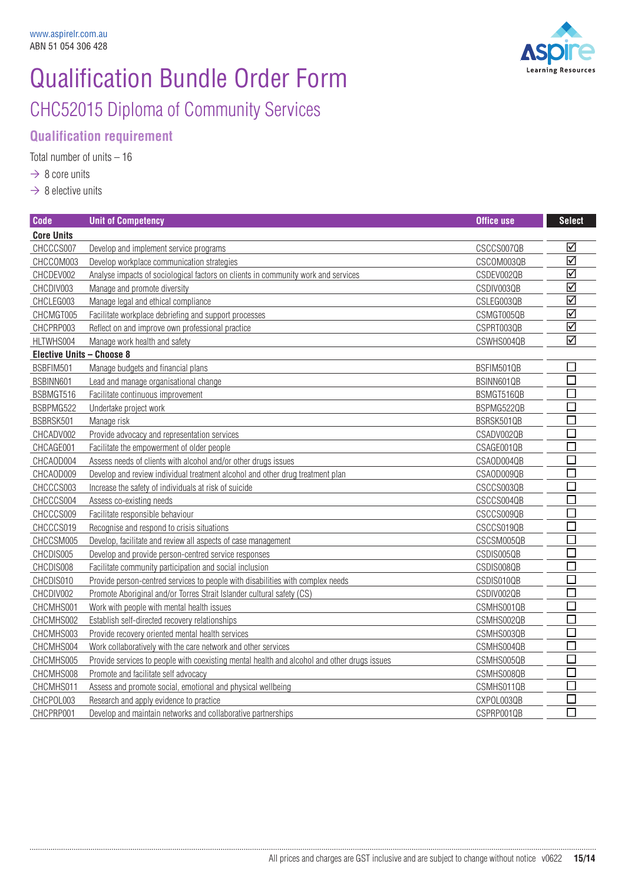www.aspirelr.com.au
ABN 51 054 306 428

# Qualification Bundle Order Form

## CHC52015 Diploma of Community Services

### Qualification requirement

Total number of units – 16

- → 8 core units
- → 8 elective units

| Code | Unit of Competency | Office use | Select |
|---|---|---|---|
| **Core Units** | | | |
| CHCCCS007 | Develop and implement service programs | CSCCS007QB | ☑ |
| CHCCOM003 | Develop workplace communication strategies | CSCOM003QB | ☑ |
| CHCDEV002 | Analyse impacts of sociological factors on clients in community work and services | CSDEV002QB | ☑ |
| CHCDIV003 | Manage and promote diversity | CSDIV003QB | ☑ |
| CHCLEG003 | Manage legal and ethical compliance | CSLEG003QB | ☑ |
| CHCMGT005 | Facilitate workplace debriefing and support processes | CSMGT005QB | ☑ |
| CHCPRP003 | Reflect on and improve own professional practice | CSPRT003QB | ☑ |
| HLTWHS004 | Manage work health and safety | CSWHS004QB | ☑ |
| **Elective Units – Choose 8** | | | |
| BSBFIM501 | Manage budgets and financial plans | BSFIM501QB | ☐ |
| BSBINN601 | Lead and manage organisational change | BSINN601QB | ☐ |
| BSBMGT516 | Facilitate continuous improvement | BSMGT516QB | ☐ |
| BSBPMG522 | Undertake project work | BSPMG522QB | ☐ |
| BSBRSK501 | Manage risk | BSRSK501QB | ☐ |
| CHCADV002 | Provide advocacy and representation services | CSADV002QB | ☐ |
| CHCAGE001 | Facilitate the empowerment of older people | CSAGE001QB | ☐ |
| CHCAOD004 | Assess needs of clients with alcohol and/or other drugs issues | CSAOD004QB | ☐ |
| CHCAOD009 | Develop and review individual treatment alcohol and other drug treatment plan | CSAOD009QB | ☐ |
| CHCCCS003 | Increase the safety of individuals at risk of suicide | CSCCS003QB | ☐ |
| CHCCCS004 | Assess co-existing needs | CSCCS004QB | ☐ |
| CHCCCS009 | Facilitate responsible behaviour | CSCCS009QB | ☐ |
| CHCCCS019 | Recognise and respond to crisis situations | CSCCS019QB | ☐ |
| CHCCSM005 | Develop, facilitate and review all aspects of case management | CSCSM005QB | ☐ |
| CHCDIS005 | Develop and provide person-centred service responses | CSDIS005QB | ☐ |
| CHCDIS008 | Facilitate community participation and social inclusion | CSDIS008QB | ☐ |
| CHCDIS010 | Provide person-centred services to people with disabilities with complex needs | CSDIS010QB | ☐ |
| CHCDIV002 | Promote Aboriginal and/or Torres Strait Islander cultural safety (CS) | CSDIV002QB | ☐ |
| CHCMHS001 | Work with people with mental health issues | CSMHS001QB | ☐ |
| CHCMHS002 | Establish self-directed recovery relationships | CSMHS002QB | ☐ |
| CHCMHS003 | Provide recovery oriented mental health services | CSMHS003QB | ☐ |
| CHCMHS004 | Work collaboratively with the care network and other services | CSMHS004QB | ☐ |
| CHCMHS005 | Provide services to people with coexisting mental health and alcohol and other drugs issues | CSMHS005QB | ☐ |
| CHCMHS008 | Promote and facilitate self advocacy | CSMHS008QB | ☐ |
| CHCMHS011 | Assess and promote social, emotional and physical wellbeing | CSMHS011QB | ☐ |
| CHCPOL003 | Research and apply evidence to practice | CXPOL003QB | ☐ |
| CHCPRP001 | Develop and maintain networks and collaborative partnerships | CSPRP001QB | ☐ |

All prices and charges are GST inclusive and are subject to change without notice v0622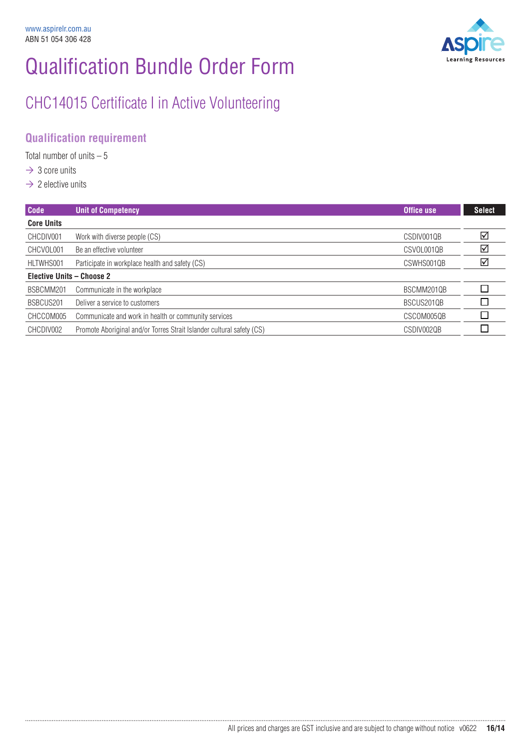www.aspirelr.com.au
ABN 51 054 306 428

# Qualification Bundle Order Form

## CHC14015 Certificate I in Active Volunteering

### Qualification requirement

Total number of units – 5

- → 3 core units
- → 2 elective units

| Code | Unit of Competency | Office use | Select |
|---|---|---|---|
| **Core Units** | | | |
| CHCDIV001 | Work with diverse people (CS) | CSDIV001QB | ☑ |
| CHCVOL001 | Be an effective volunteer | CSVOL001QB | ☑ |
| HLTWHS001 | Participate in workplace health and safety (CS) | CSWHS001QB | ☑ |
| **Elective Units – Choose 2** | | | |
| BSBCMM201 | Communicate in the workplace | BSCMM201QB | ☐ |
| BSBCUS201 | Deliver a service to customers | BSCUS201QB | ☐ |
| CHCCOM005 | Communicate and work in health or community services | CSCOM005QB | ☐ |
| CHCDIV002 | Promote Aboriginal and/or Torres Strait Islander cultural safety (CS) | CSDIV002QB | ☐ |

All prices and charges are GST inclusive and are subject to change without notice v0622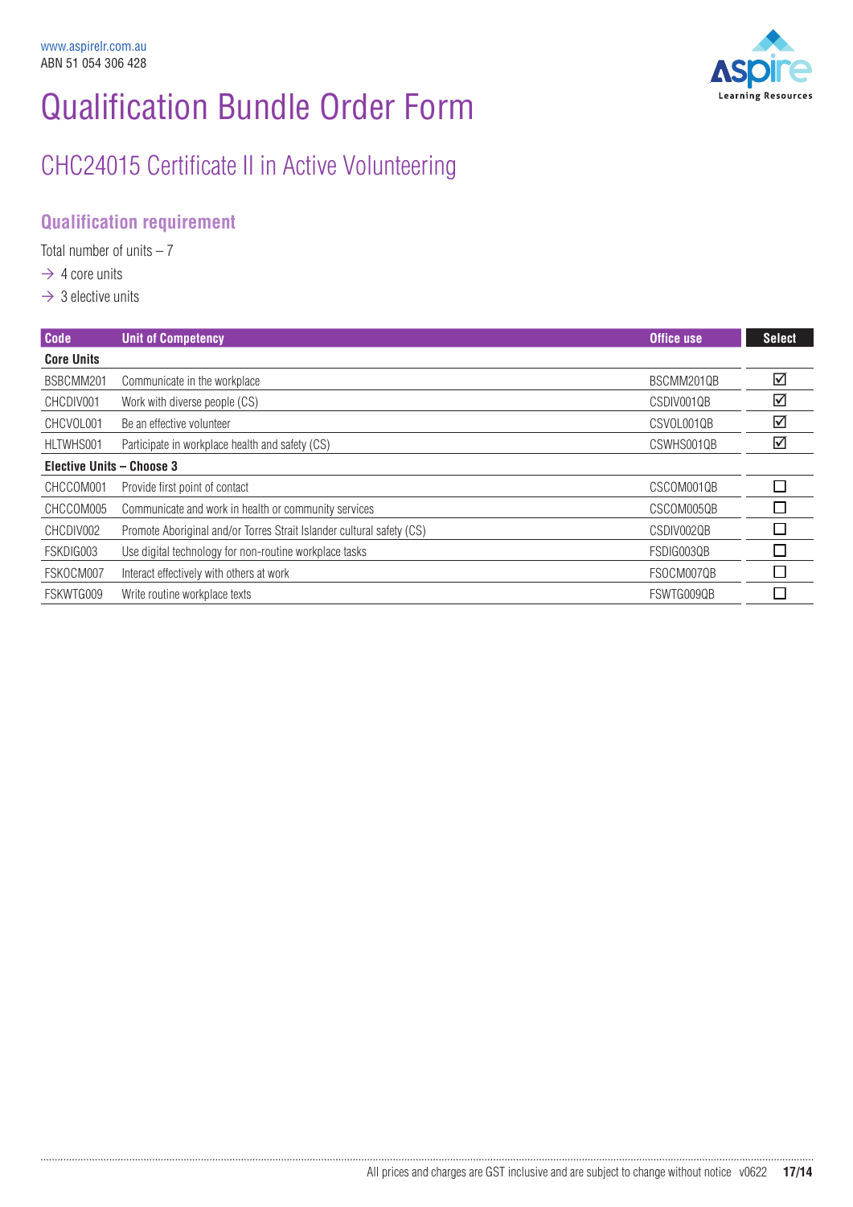www.aspirelr.com.au
ABN 51 054 306 428

# Qualification Bundle Order Form

## CHC24015 Certificate II in Active Volunteering

### Qualification requirement

Total number of units – 7

- → 4 core units
- → 3 elective units

| Code | Unit of Competency | Office use | Select |
|---|---|---|---|
| **Core Units** | | | |
| BSBCMM201 | Communicate in the workplace | BSCMM201QB | ☑ |
| CHCDIV001 | Work with diverse people (CS) | CSDIV001QB | ☑ |
| CHCVOL001 | Be an effective volunteer | CSVOL001QB | ☑ |
| HLTWHS001 | Participate in workplace health and safety (CS) | CSWHS001QB | ☑ |
| **Elective Units – Choose 3** | | | |
| CHCCOM001 | Provide first point of contact | CSCOM001QB | ☐ |
| CHCCOM005 | Communicate and work in health or community services | CSCOM005QB | ☐ |
| CHCDIV002 | Promote Aboriginal and/or Torres Strait Islander cultural safety (CS) | CSDIV002QB | ☐ |
| FSKDIG003 | Use digital technology for non-routine workplace tasks | FSDIG003QB | ☐ |
| FSKOCM007 | Interact effectively with others at work | FSOCM007QB | ☐ |
| FSKWTG009 | Write routine workplace texts | FSWTG009QB | ☐ |

All prices and charges are GST inclusive and are subject to change without notice v0622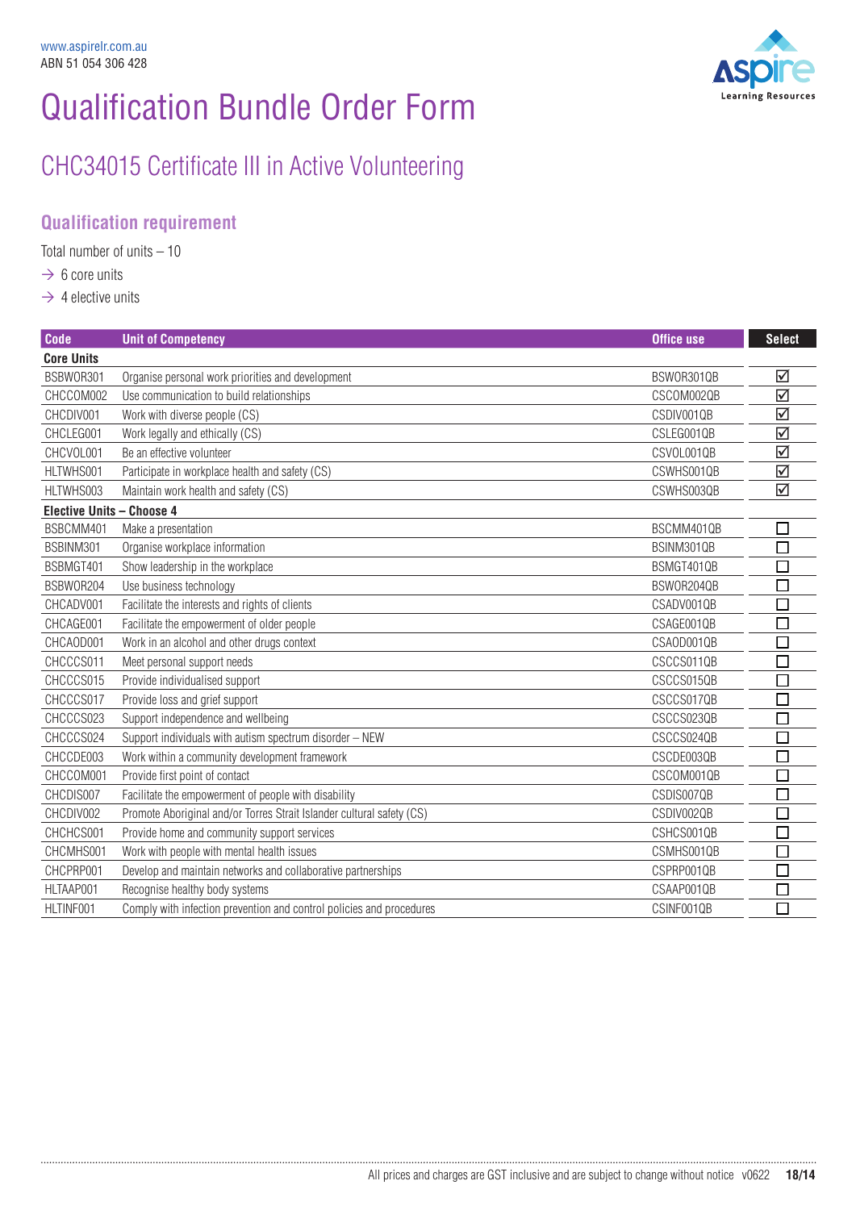www.aspirelr.com.au
ABN 51 054 306 428

# Qualification Bundle Order Form

## CHC34015 Certificate III in Active Volunteering

### Qualification requirement

Total number of units – 10

- → 6 core units
- → 4 elective units

| Code | Unit of Competency | Office use | Select |
|---|---|---|---|
| **Core Units** | | | |
| BSBWOR301 | Organise personal work priorities and development | BSWOR301QB | ☑ |
| CHCCOM002 | Use communication to build relationships | CSCOM002QB | ☑ |
| CHCDIV001 | Work with diverse people (CS) | CSDIV001QB | ☑ |
| CHCLEG001 | Work legally and ethically (CS) | CSLEG001QB | ☑ |
| CHCVOL001 | Be an effective volunteer | CSVOL001QB | ☑ |
| HLTWHS001 | Participate in workplace health and safety (CS) | CSWHS001QB | ☑ |
| HLTWHS003 | Maintain work health and safety (CS) | CSWHS003QB | ☑ |
| **Elective Units – Choose 4** | | | |
| BSBCMM401 | Make a presentation | BSCMM401QB | ☐ |
| BSBINM301 | Organise workplace information | BSINM301QB | ☐ |
| BSBMGT401 | Show leadership in the workplace | BSMGT401QB | ☐ |
| BSBWOR204 | Use business technology | BSWOR204QB | ☐ |
| CHCADV001 | Facilitate the interests and rights of clients | CSADV001QB | ☐ |
| CHCAGE001 | Facilitate the empowerment of older people | CSAGE001QB | ☐ |
| CHCAOD001 | Work in an alcohol and other drugs context | CSAOD001QB | ☐ |
| CHCCCS011 | Meet personal support needs | CSCCS011QB | ☐ |
| CHCCCS015 | Provide individualised support | CSCCS015QB | ☐ |
| CHCCCS017 | Provide loss and grief support | CSCCS017QB | ☐ |
| CHCCCS023 | Support independence and wellbeing | CSCCS023QB | ☐ |
| CHCCCS024 | Support individuals with autism spectrum disorder – NEW | CSCCS024QB | ☐ |
| CHCCDE003 | Work within a community development framework | CSCDE003QB | ☐ |
| CHCCOM001 | Provide first point of contact | CSCOM001QB | ☐ |
| CHCDIS007 | Facilitate the empowerment of people with disability | CSDIS007QB | ☐ |
| CHCDIV002 | Promote Aboriginal and/or Torres Strait Islander cultural safety (CS) | CSDIV002QB | ☐ |
| CHCHCS001 | Provide home and community support services | CSHCS001QB | ☐ |
| CHCMHS001 | Work with people with mental health issues | CSMHS001QB | ☐ |
| CHCPRP001 | Develop and maintain networks and collaborative partnerships | CSPRP001QB | ☐ |
| HLTAAP001 | Recognise healthy body systems | CSAAP001QB | ☐ |
| HLTINF001 | Comply with infection prevention and control policies and procedures | CSINF001QB | ☐ |

All prices and charges are GST inclusive and are subject to change without notice v0622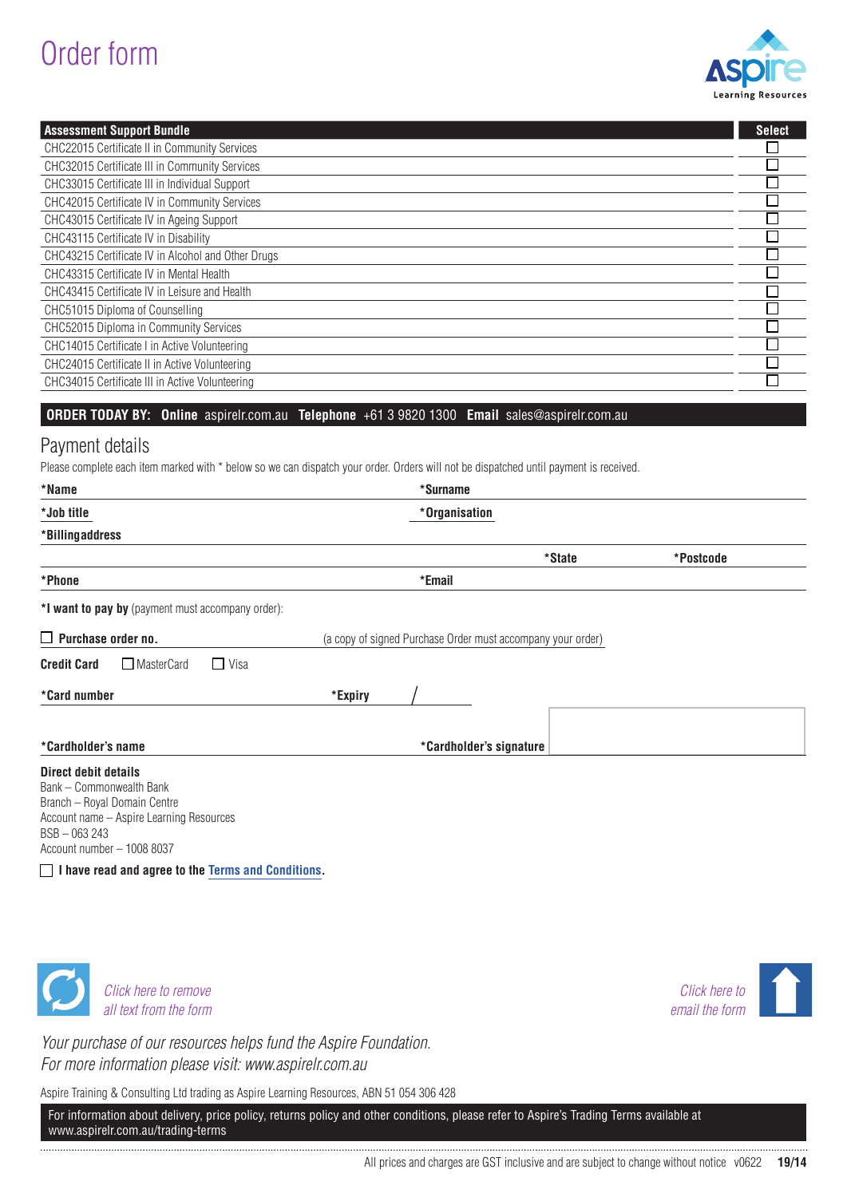# Order form

| Assessment Support Bundle | Select |
|---|---|
| CHC22015 Certificate II in Community Services | ☐ |
| CHC32015 Certificate III in Community Services | ☐ |
| CHC33015 Certificate III in Individual Support | ☐ |
| CHC42015 Certificate IV in Community Services | ☐ |
| CHC43015 Certificate IV in Ageing Support | ☐ |
| CHC43115 Certificate IV in Disability | ☐ |
| CHC43215 Certificate IV in Alcohol and Other Drugs | ☐ |
| CHC43315 Certificate IV in Mental Health | ☐ |
| CHC43415 Certificate IV in Leisure and Health | ☐ |
| CHC51015 Diploma of Counselling | ☐ |
| CHC52015 Diploma in Community Services | ☐ |
| CHC14015 Certificate I in Active Volunteering | ☐ |
| CHC24015 Certificate II in Active Volunteering | ☐ |
| CHC34015 Certificate III in Active Volunteering | ☐ |

**ORDER TODAY BY: Online** aspirelr.com.au **Telephone** +61 3 9820 1300 **Email** sales@aspirelr.com.au

## Payment details

Please complete each item marked with * below so we can dispatch your order. Orders will not be dispatched until payment is received.

**\*Name** **\*Surname**

**\*Job title** **\*Organisation**

**\*Billingaddress**

**\*State** **\*Postcode**

**\*Phone** **\*Email**

**\*I want to pay by** (payment must accompany order):

☐ **Purchase order no.** (a copy of signed Purchase Order must accompany your order)

**Credit Card** ☐ MasterCard ☐ Visa

**\*Card number** **\*Expiry** /

**\*Cardholder's name** **\*Cardholder's signature**

**Direct debit details**
Bank – Commonwealth Bank
Branch – Royal Domain Centre
Account name – Aspire Learning Resources
BSB – 063 243
Account number – 1008 8037

☐ **I have read and agree to the Terms and Conditions.**

*Click here to remove all text from the form*

*Click here to email the form*

*Your purchase of our resources helps fund the Aspire Foundation.*
*For more information please visit: www.aspirelr.com.au*

Aspire Training & Consulting Ltd trading as Aspire Learning Resources, ABN 51 054 306 428

For information about delivery, price policy, returns policy and other conditions, please refer to Aspire's Trading Terms available at www.aspirelr.com.au/trading-terms

All prices and charges are GST inclusive and are subject to change without notice v0622